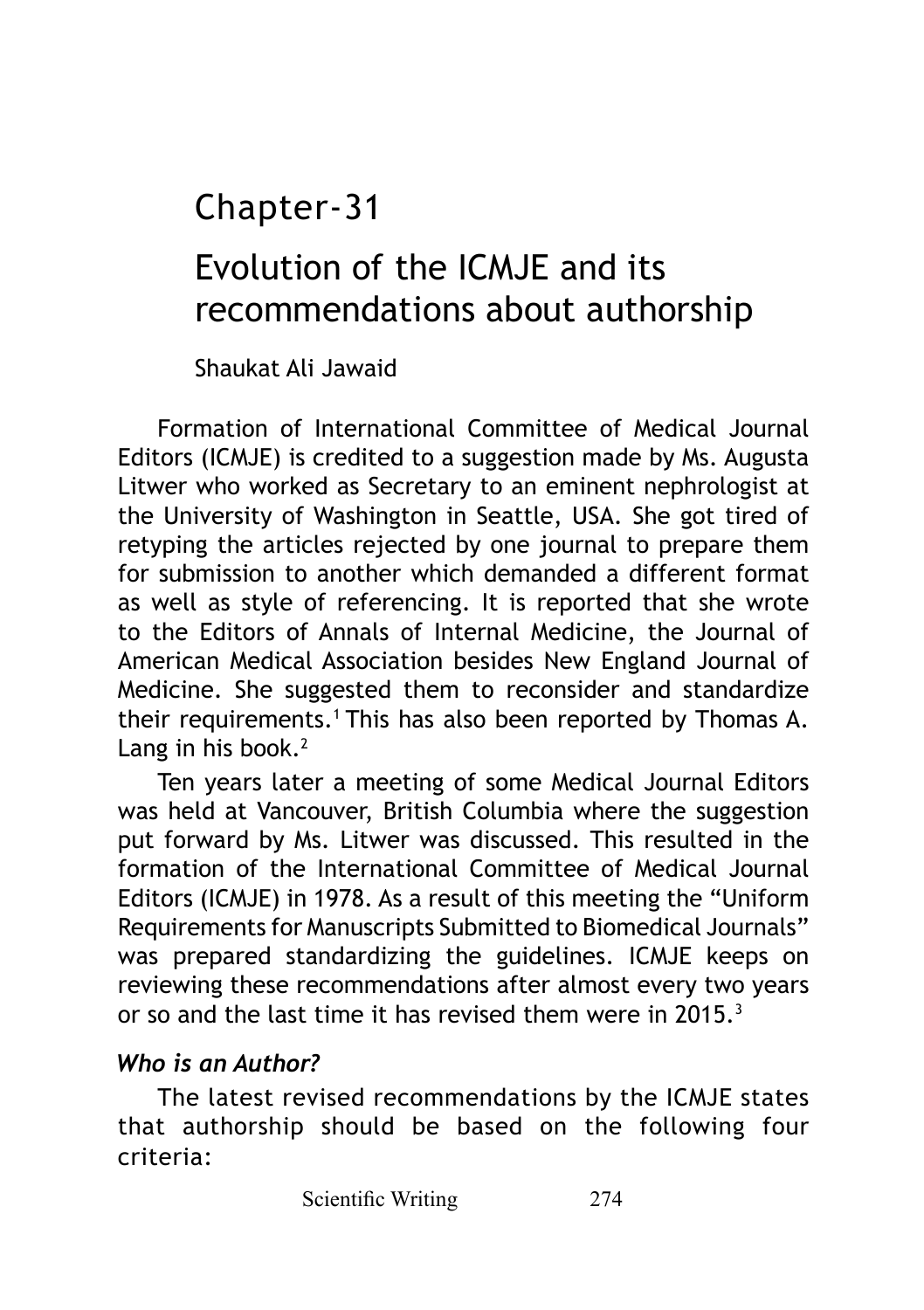# Chapter-31

# Evolution of the ICMJE and its recommendations about authorship

Shaukat Ali Jawaid

Formation of International Committee of Medical Journal Editors (ICMJE) is credited to a suggestion made by Ms. Augusta Litwer who worked as Secretary to an eminent nephrologist at the University of Washington in Seattle, USA. She got tired of retyping the articles rejected by one journal to prepare them for submission to another which demanded a different format as well as style of referencing. It is reported that she wrote to the Editors of Annals of Internal Medicine, the Journal of American Medical Association besides New England Journal of Medicine. She suggested them to reconsider and standardize their requirements.[1] This has also been reported by Thomas A. Lang in his book.[2]

Ten years later a meeting of some Medical Journal Editors was held at Vancouver, British Columbia where the suggestion put forward by Ms. Litwer was discussed. This resulted in the formation of the International Committee of Medical Journal Editors (ICMJE) in 1978. As a result of this meeting the "Uniform Requirements for Manuscripts Submitted to Biomedical Journals" was prepared standardizing the guidelines. ICMJE keeps on reviewing these recommendations after almost every two years or so and the last time it has revised them were in 2015.[3]

### *Who is an Author?*

The latest revised recommendations by the ICMJE states that authorship should be based on the following four criteria: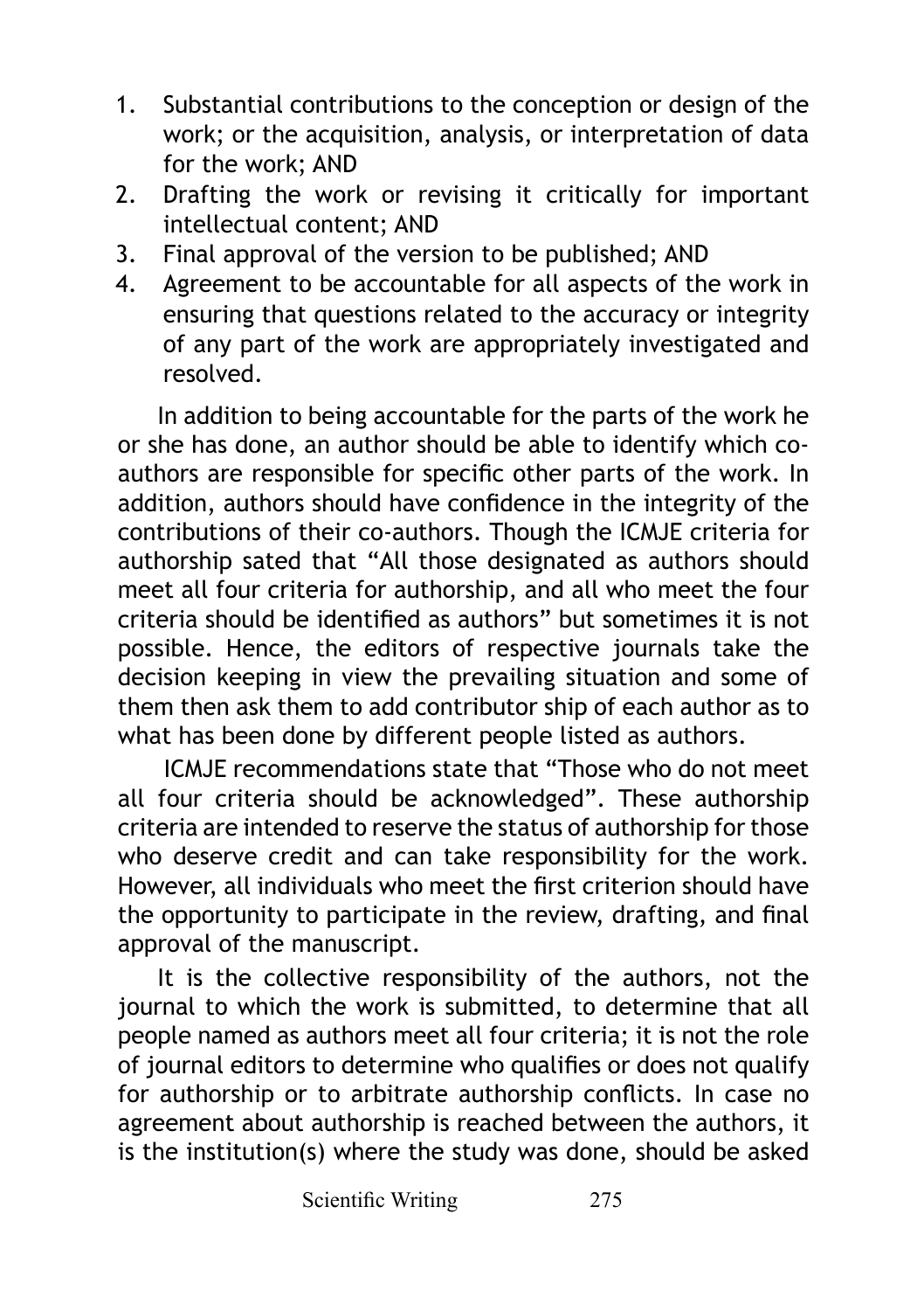1. Substantial contributions to the conception or design of the work; or the acquisition, analysis, or interpretation of data for the work; AND
2. Drafting the work or revising it critically for important intellectual content; AND
3. Final approval of the version to be published; AND
4. Agreement to be accountable for all aspects of the work in ensuring that questions related to the accuracy or integrity of any part of the work are appropriately investigated and resolved.

In addition to being accountable for the parts of the work he or she has done, an author should be able to identify which co-authors are responsible for specific other parts of the work. In addition, authors should have confidence in the integrity of the contributions of their co-authors. Though the ICMJE criteria for authorship sated that "All those designated as authors should meet all four criteria for authorship, and all who meet the four criteria should be identified as authors" but sometimes it is not possible. Hence, the editors of respective journals take the decision keeping in view the prevailing situation and some of them then ask them to add contributor ship of each author as to what has been done by different people listed as authors.

ICMJE recommendations state that "Those who do not meet all four criteria should be acknowledged". These authorship criteria are intended to reserve the status of authorship for those who deserve credit and can take responsibility for the work. However, all individuals who meet the first criterion should have the opportunity to participate in the review, drafting, and final approval of the manuscript.

It is the collective responsibility of the authors, not the journal to which the work is submitted, to determine that all people named as authors meet all four criteria; it is not the role of journal editors to determine who qualifies or does not qualify for authorship or to arbitrate authorship conflicts. In case no agreement about authorship is reached between the authors, it is the institution(s) where the study was done, should be asked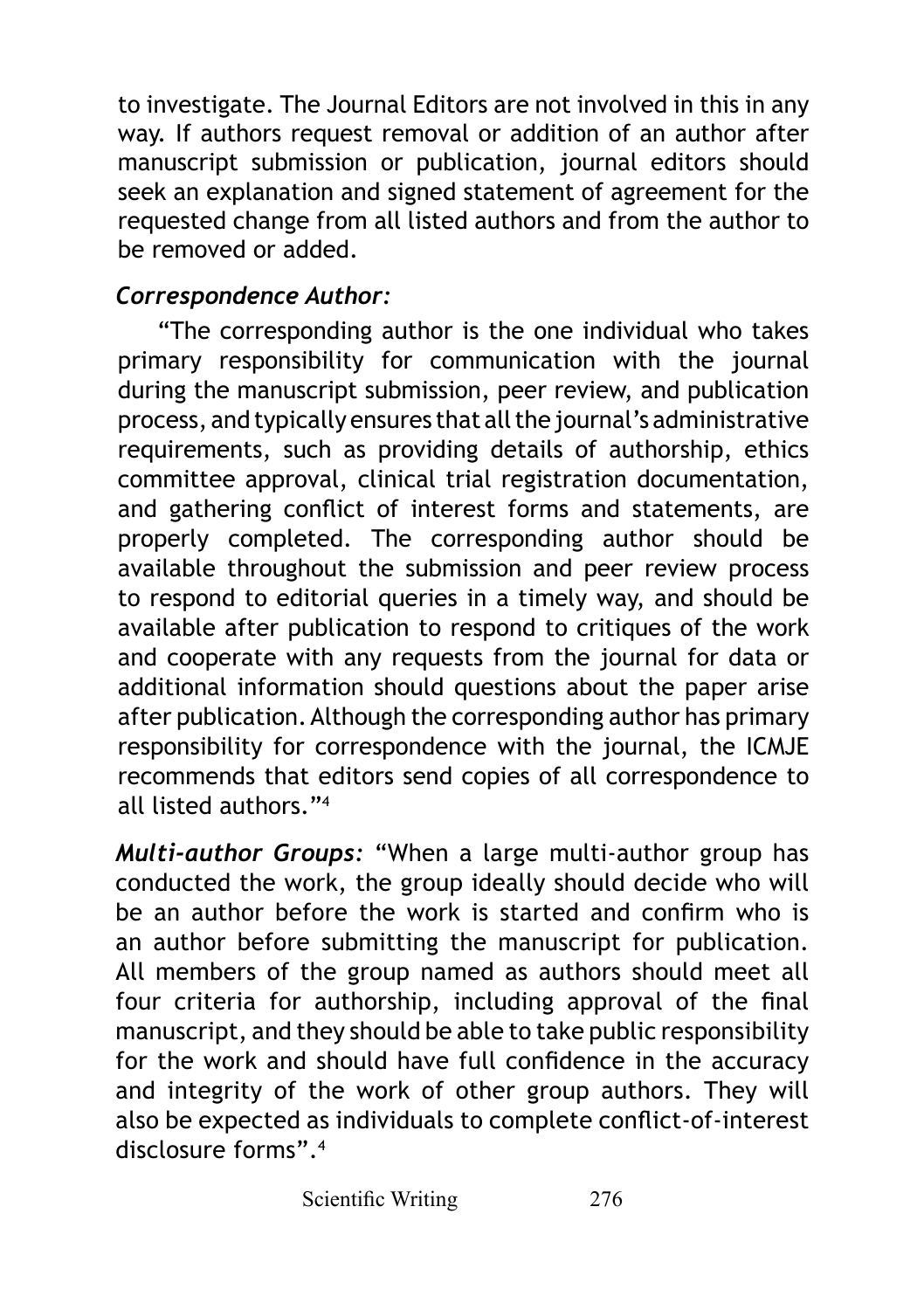to investigate. The Journal Editors are not involved in this in any way. If authors request removal or addition of an author after manuscript submission or publication, journal editors should seek an explanation and signed statement of agreement for the requested change from all listed authors and from the author to be removed or added.

***Correspondence Author:***

"The corresponding author is the one individual who takes primary responsibility for communication with the journal during the manuscript submission, peer review, and publication process, and typically ensures that all the journal's administrative requirements, such as providing details of authorship, ethics committee approval, clinical trial registration documentation, and gathering conflict of interest forms and statements, are properly completed. The corresponding author should be available throughout the submission and peer review process to respond to editorial queries in a timely way, and should be available after publication to respond to critiques of the work and cooperate with any requests from the journal for data or additional information should questions about the paper arise after publication. Although the corresponding author has primary responsibility for correspondence with the journal, the ICMJE recommends that editors send copies of all correspondence to all listed authors."[4]

***Multi-author Groups:*** "When a large multi-author group has conducted the work, the group ideally should decide who will be an author before the work is started and confirm who is an author before submitting the manuscript for publication. All members of the group named as authors should meet all four criteria for authorship, including approval of the final manuscript, and they should be able to take public responsibility for the work and should have full confidence in the accuracy and integrity of the work of other group authors. They will also be expected as individuals to complete conflict-of-interest disclosure forms".[4]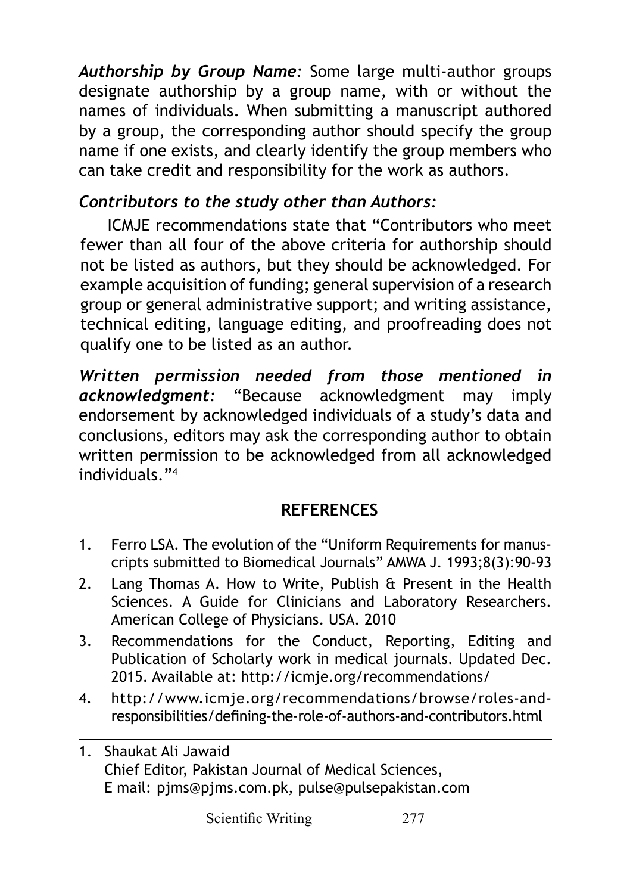***Authorship by Group Name:*** Some large multi-author groups designate authorship by a group name, with or without the names of individuals. When submitting a manuscript authored by a group, the corresponding author should specify the group name if one exists, and clearly identify the group members who can take credit and responsibility for the work as authors.

***Contributors to the study other than Authors:***

ICMJE recommendations state that "Contributors who meet fewer than all four of the above criteria for authorship should not be listed as authors, but they should be acknowledged. For example acquisition of funding; general supervision of a research group or general administrative support; and writing assistance, technical editing, language editing, and proofreading does not qualify one to be listed as an author.

***Written permission needed from those mentioned in acknowledgment:*** "Because acknowledgment may imply endorsement by acknowledged individuals of a study's data and conclusions, editors may ask the corresponding author to obtain written permission to be acknowledged from all acknowledged individuals."[4]

## REFERENCES

1. Ferro LSA. The evolution of the "Uniform Requirements for manuscripts submitted to Biomedical Journals" AMWA J. 1993;8(3):90-93
2. Lang Thomas A. How to Write, Publish & Present in the Health Sciences. A Guide for Clinicians and Laboratory Researchers. American College of Physicians. USA. 2010
3. Recommendations for the Conduct, Reporting, Editing and Publication of Scholarly work in medical journals. Updated Dec. 2015. Available at: http://icmje.org/recommendations/
4. http://www.icmje.org/recommendations/browse/roles-and-responsibilities/defining-the-role-of-authors-and-contributors.html

---

1. Shaukat Ali Jawaid
   Chief Editor, Pakistan Journal of Medical Sciences,
   E mail: pjms@pjms.com.pk, pulse@pulsepakistan.com